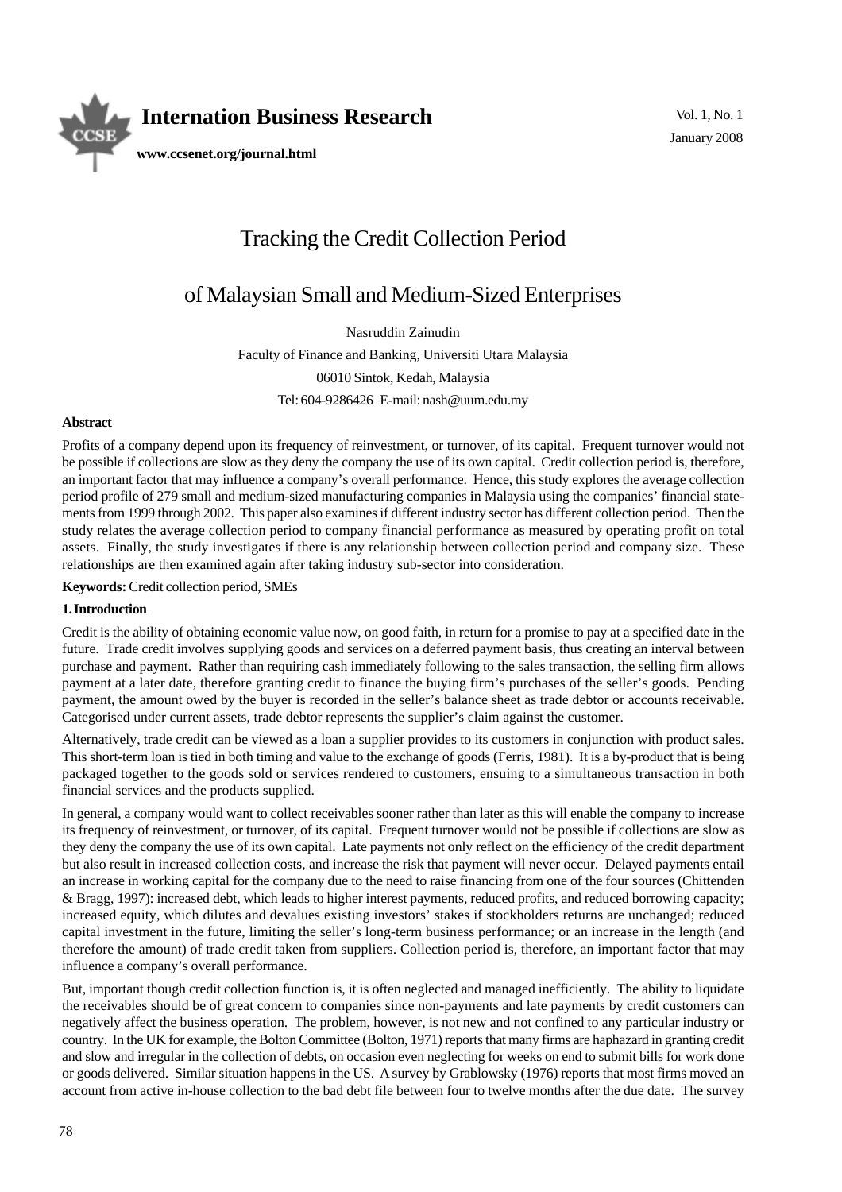# Tracking the Credit Collection Period

# of Malaysian Small and Medium-Sized Enterprises

Nasruddin Zainudin

Faculty of Finance and Banking, Universiti Utara Malaysia

06010 Sintok, Kedah, Malaysia

Tel: 604-9286426 E-mail: nash@uum.edu.my

**Abstract**

Profits of a company depend upon its frequency of reinvestment, or turnover, of its capital. Frequent turnover would not be possible if collections are slow as they deny the company the use of its own capital. Credit collection period is, therefore, an important factor that may influence a company's overall performance. Hence, this study explores the average collection period profile of 279 small and medium-sized manufacturing companies in Malaysia using the companies' financial statements from 1999 through 2002. This paper also examines if different industry sector has different collection period. Then the study relates the average collection period to company financial performance as measured by operating profit on total assets. Finally, the study investigates if there is any relationship between collection period and company size. These relationships are then examined again after taking industry sub-sector into consideration.

**Keywords:** Credit collection period, SMEs

## 1. Introduction

Credit is the ability of obtaining economic value now, on good faith, in return for a promise to pay at a specified date in the future. Trade credit involves supplying goods and services on a deferred payment basis, thus creating an interval between purchase and payment. Rather than requiring cash immediately following to the sales transaction, the selling firm allows payment at a later date, therefore granting credit to finance the buying firm's purchases of the seller's goods. Pending payment, the amount owed by the buyer is recorded in the seller's balance sheet as trade debtor or accounts receivable. Categorised under current assets, trade debtor represents the supplier's claim against the customer.

Alternatively, trade credit can be viewed as a loan a supplier provides to its customers in conjunction with product sales. This short-term loan is tied in both timing and value to the exchange of goods (Ferris, 1981). It is a by-product that is being packaged together to the goods sold or services rendered to customers, ensuing to a simultaneous transaction in both financial services and the products supplied.

In general, a company would want to collect receivables sooner rather than later as this will enable the company to increase its frequency of reinvestment, or turnover, of its capital. Frequent turnover would not be possible if collections are slow as they deny the company the use of its own capital. Late payments not only reflect on the efficiency of the credit department but also result in increased collection costs, and increase the risk that payment will never occur. Delayed payments entail an increase in working capital for the company due to the need to raise financing from one of the four sources (Chittenden & Bragg, 1997): increased debt, which leads to higher interest payments, reduced profits, and reduced borrowing capacity; increased equity, which dilutes and devalues existing investors' stakes if stockholders returns are unchanged; reduced capital investment in the future, limiting the seller's long-term business performance; or an increase in the length (and therefore the amount) of trade credit taken from suppliers. Collection period is, therefore, an important factor that may influence a company's overall performance.

But, important though credit collection function is, it is often neglected and managed inefficiently. The ability to liquidate the receivables should be of great concern to companies since non-payments and late payments by credit customers can negatively affect the business operation. The problem, however, is not new and not confined to any particular industry or country. In the UK for example, the Bolton Committee (Bolton, 1971) reports that many firms are haphazard in granting credit and slow and irregular in the collection of debts, on occasion even neglecting for weeks on end to submit bills for work done or goods delivered. Similar situation happens in the US. A survey by Grablowsky (1976) reports that most firms moved an account from active in-house collection to the bad debt file between four to twelve months after the due date. The survey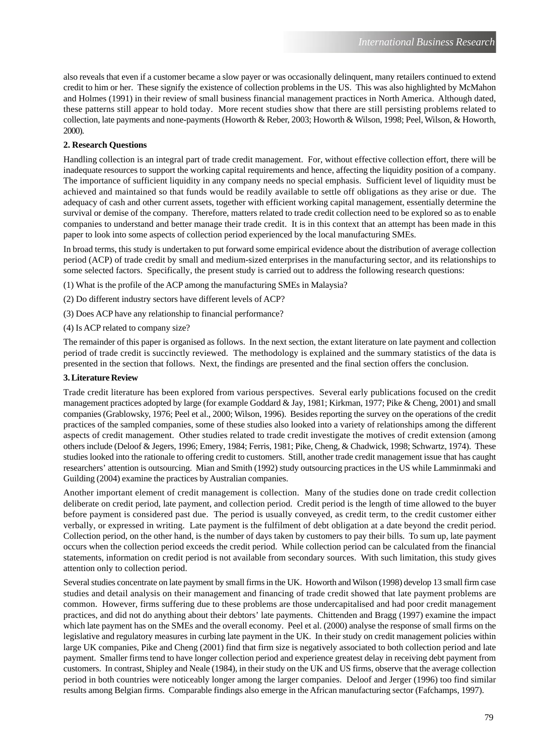also reveals that even if a customer became a slow payer or was occasionally delinquent, many retailers continued to extend credit to him or her. These signify the existence of collection problems in the US. This was also highlighted by McMahon and Holmes (1991) in their review of small business financial management practices in North America. Although dated, these patterns still appear to hold today. More recent studies show that there are still persisting problems related to collection, late payments and none-payments (Howorth & Reber, 2003; Howorth & Wilson, 1998; Peel, Wilson, & Howorth, 2000).

**2. Research Questions**

Handling collection is an integral part of trade credit management. For, without effective collection effort, there will be inadequate resources to support the working capital requirements and hence, affecting the liquidity position of a company. The importance of sufficient liquidity in any company needs no special emphasis. Sufficient level of liquidity must be achieved and maintained so that funds would be readily available to settle off obligations as they arise or due. The adequacy of cash and other current assets, together with efficient working capital management, essentially determine the survival or demise of the company. Therefore, matters related to trade credit collection need to be explored so as to enable companies to understand and better manage their trade credit. It is in this context that an attempt has been made in this paper to look into some aspects of collection period experienced by the local manufacturing SMEs.

In broad terms, this study is undertaken to put forward some empirical evidence about the distribution of average collection period (ACP) of trade credit by small and medium-sized enterprises in the manufacturing sector, and its relationships to some selected factors. Specifically, the present study is carried out to address the following research questions:

(1) What is the profile of the ACP among the manufacturing SMEs in Malaysia?

(2) Do different industry sectors have different levels of ACP?

(3) Does ACP have any relationship to financial performance?

(4) Is ACP related to company size?

The remainder of this paper is organised as follows. In the next section, the extant literature on late payment and collection period of trade credit is succinctly reviewed. The methodology is explained and the summary statistics of the data is presented in the section that follows. Next, the findings are presented and the final section offers the conclusion.

**3. Literature Review**

Trade credit literature has been explored from various perspectives. Several early publications focused on the credit management practices adopted by large (for example Goddard & Jay, 1981; Kirkman, 1977; Pike & Cheng, 2001) and small companies (Grablowsky, 1976; Peel et al., 2000; Wilson, 1996). Besides reporting the survey on the operations of the credit practices of the sampled companies, some of these studies also looked into a variety of relationships among the different aspects of credit management. Other studies related to trade credit investigate the motives of credit extension (among others include (Deloof & Jegers, 1996; Emery, 1984; Ferris, 1981; Pike, Cheng, & Chadwick, 1998; Schwartz, 1974). These studies looked into the rationale to offering credit to customers. Still, another trade credit management issue that has caught researchers' attention is outsourcing. Mian and Smith (1992) study outsourcing practices in the US while Lamminmaki and Guilding (2004) examine the practices by Australian companies.

Another important element of credit management is collection. Many of the studies done on trade credit collection deliberate on credit period, late payment, and collection period. Credit period is the length of time allowed to the buyer before payment is considered past due. The period is usually conveyed, as credit term, to the credit customer either verbally, or expressed in writing. Late payment is the fulfilment of debt obligation at a date beyond the credit period. Collection period, on the other hand, is the number of days taken by customers to pay their bills. To sum up, late payment occurs when the collection period exceeds the credit period. While collection period can be calculated from the financial statements, information on credit period is not available from secondary sources. With such limitation, this study gives attention only to collection period.

Several studies concentrate on late payment by small firms in the UK. Howorth and Wilson (1998) develop 13 small firm case studies and detail analysis on their management and financing of trade credit showed that late payment problems are common. However, firms suffering due to these problems are those undercapitalised and had poor credit management practices, and did not do anything about their debtors' late payments. Chittenden and Bragg (1997) examine the impact which late payment has on the SMEs and the overall economy. Peel et al. (2000) analyse the response of small firms on the legislative and regulatory measures in curbing late payment in the UK. In their study on credit management policies within large UK companies, Pike and Cheng (2001) find that firm size is negatively associated to both collection period and late payment. Smaller firms tend to have longer collection period and experience greatest delay in receiving debt payment from customers. In contrast, Shipley and Neale (1984), in their study on the UK and US firms, observe that the average collection period in both countries were noticeably longer among the larger companies. Deloof and Jerger (1996) too find similar results among Belgian firms. Comparable findings also emerge in the African manufacturing sector (Fafchamps, 1997).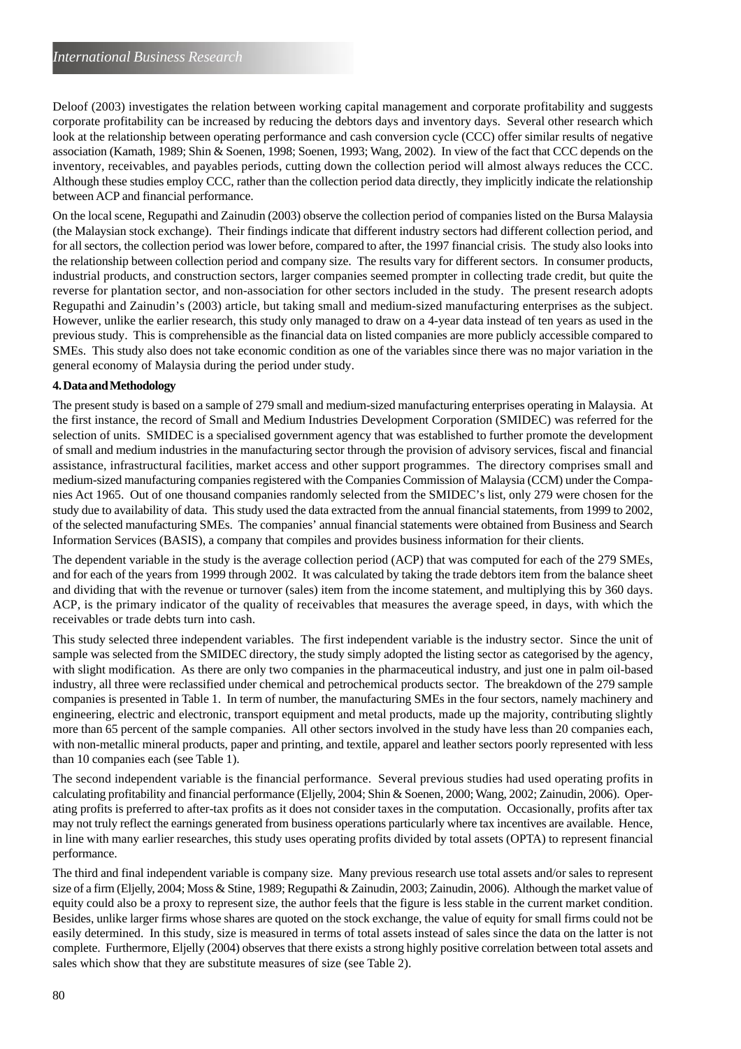Deloof (2003) investigates the relation between working capital management and corporate profitability and suggests corporate profitability can be increased by reducing the debtors days and inventory days. Several other research which look at the relationship between operating performance and cash conversion cycle (CCC) offer similar results of negative association (Kamath, 1989; Shin & Soenen, 1998; Soenen, 1993; Wang, 2002). In view of the fact that CCC depends on the inventory, receivables, and payables periods, cutting down the collection period will almost always reduces the CCC. Although these studies employ CCC, rather than the collection period data directly, they implicitly indicate the relationship between ACP and financial performance.

On the local scene, Regupathi and Zainudin (2003) observe the collection period of companies listed on the Bursa Malaysia (the Malaysian stock exchange). Their findings indicate that different industry sectors had different collection period, and for all sectors, the collection period was lower before, compared to after, the 1997 financial crisis. The study also looks into the relationship between collection period and company size. The results vary for different sectors. In consumer products, industrial products, and construction sectors, larger companies seemed prompter in collecting trade credit, but quite the reverse for plantation sector, and non-association for other sectors included in the study. The present research adopts Regupathi and Zainudin's (2003) article, but taking small and medium-sized manufacturing enterprises as the subject. However, unlike the earlier research, this study only managed to draw on a 4-year data instead of ten years as used in the previous study. This is comprehensible as the financial data on listed companies are more publicly accessible compared to SMEs. This study also does not take economic condition as one of the variables since there was no major variation in the general economy of Malaysia during the period under study.

## 4. Data and Methodology

The present study is based on a sample of 279 small and medium-sized manufacturing enterprises operating in Malaysia. At the first instance, the record of Small and Medium Industries Development Corporation (SMIDEC) was referred for the selection of units. SMIDEC is a specialised government agency that was established to further promote the development of small and medium industries in the manufacturing sector through the provision of advisory services, fiscal and financial assistance, infrastructural facilities, market access and other support programmes. The directory comprises small and medium-sized manufacturing companies registered with the Companies Commission of Malaysia (CCM) under the Companies Act 1965. Out of one thousand companies randomly selected from the SMIDEC's list, only 279 were chosen for the study due to availability of data. This study used the data extracted from the annual financial statements, from 1999 to 2002, of the selected manufacturing SMEs. The companies' annual financial statements were obtained from Business and Search Information Services (BASIS), a company that compiles and provides business information for their clients.

The dependent variable in the study is the average collection period (ACP) that was computed for each of the 279 SMEs, and for each of the years from 1999 through 2002. It was calculated by taking the trade debtors item from the balance sheet and dividing that with the revenue or turnover (sales) item from the income statement, and multiplying this by 360 days. ACP, is the primary indicator of the quality of receivables that measures the average speed, in days, with which the receivables or trade debts turn into cash.

This study selected three independent variables. The first independent variable is the industry sector. Since the unit of sample was selected from the SMIDEC directory, the study simply adopted the listing sector as categorised by the agency, with slight modification. As there are only two companies in the pharmaceutical industry, and just one in palm oil-based industry, all three were reclassified under chemical and petrochemical products sector. The breakdown of the 279 sample companies is presented in Table 1. In term of number, the manufacturing SMEs in the four sectors, namely machinery and engineering, electric and electronic, transport equipment and metal products, made up the majority, contributing slightly more than 65 percent of the sample companies. All other sectors involved in the study have less than 20 companies each, with non-metallic mineral products, paper and printing, and textile, apparel and leather sectors poorly represented with less than 10 companies each (see Table 1).

The second independent variable is the financial performance. Several previous studies had used operating profits in calculating profitability and financial performance (Eljelly, 2004; Shin & Soenen, 2000; Wang, 2002; Zainudin, 2006). Operating profits is preferred to after-tax profits as it does not consider taxes in the computation. Occasionally, profits after tax may not truly reflect the earnings generated from business operations particularly where tax incentives are available. Hence, in line with many earlier researches, this study uses operating profits divided by total assets (OPTA) to represent financial performance.

The third and final independent variable is company size. Many previous research use total assets and/or sales to represent size of a firm (Eljelly, 2004; Moss & Stine, 1989; Regupathi & Zainudin, 2003; Zainudin, 2006). Although the market value of equity could also be a proxy to represent size, the author feels that the figure is less stable in the current market condition. Besides, unlike larger firms whose shares are quoted on the stock exchange, the value of equity for small firms could not be easily determined. In this study, size is measured in terms of total assets instead of sales since the data on the latter is not complete. Furthermore, Eljelly (2004) observes that there exists a strong highly positive correlation between total assets and sales which show that they are substitute measures of size (see Table 2).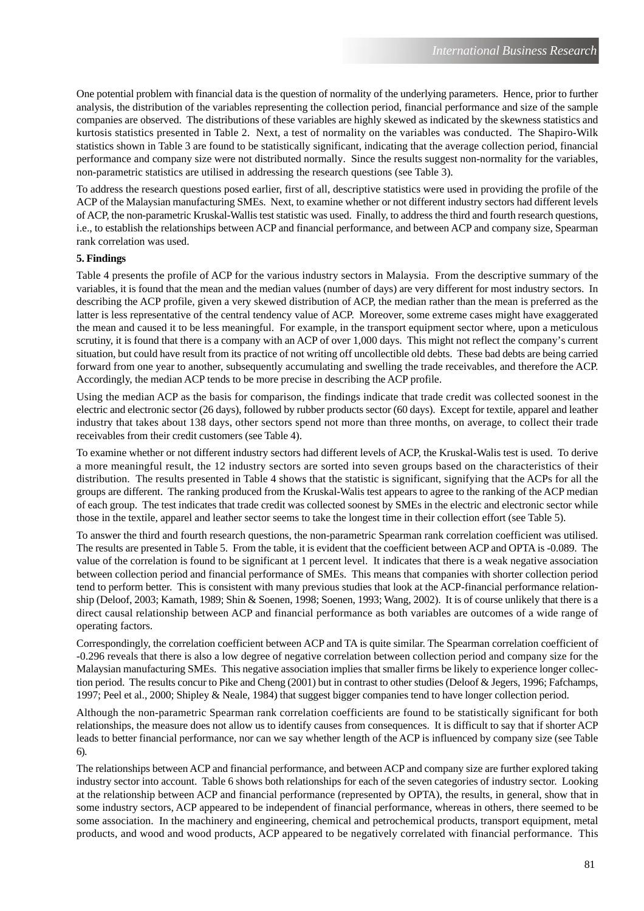One potential problem with financial data is the question of normality of the underlying parameters. Hence, prior to further analysis, the distribution of the variables representing the collection period, financial performance and size of the sample companies are observed. The distributions of these variables are highly skewed as indicated by the skewness statistics and kurtosis statistics presented in Table 2. Next, a test of normality on the variables was conducted. The Shapiro-Wilk statistics shown in Table 3 are found to be statistically significant, indicating that the average collection period, financial performance and company size were not distributed normally. Since the results suggest non-normality for the variables, non-parametric statistics are utilised in addressing the research questions (see Table 3).

To address the research questions posed earlier, first of all, descriptive statistics were used in providing the profile of the ACP of the Malaysian manufacturing SMEs. Next, to examine whether or not different industry sectors had different levels of ACP, the non-parametric Kruskal-Wallis test statistic was used. Finally, to address the third and fourth research questions, i.e., to establish the relationships between ACP and financial performance, and between ACP and company size, Spearman rank correlation was used.

**5. Findings**

Table 4 presents the profile of ACP for the various industry sectors in Malaysia. From the descriptive summary of the variables, it is found that the mean and the median values (number of days) are very different for most industry sectors. In describing the ACP profile, given a very skewed distribution of ACP, the median rather than the mean is preferred as the latter is less representative of the central tendency value of ACP. Moreover, some extreme cases might have exaggerated the mean and caused it to be less meaningful. For example, in the transport equipment sector where, upon a meticulous scrutiny, it is found that there is a company with an ACP of over 1,000 days. This might not reflect the company's current situation, but could have result from its practice of not writing off uncollectible old debts. These bad debts are being carried forward from one year to another, subsequently accumulating and swelling the trade receivables, and therefore the ACP. Accordingly, the median ACP tends to be more precise in describing the ACP profile.

Using the median ACP as the basis for comparison, the findings indicate that trade credit was collected soonest in the electric and electronic sector (26 days), followed by rubber products sector (60 days). Except for textile, apparel and leather industry that takes about 138 days, other sectors spend not more than three months, on average, to collect their trade receivables from their credit customers (see Table 4).

To examine whether or not different industry sectors had different levels of ACP, the Kruskal-Walis test is used. To derive a more meaningful result, the 12 industry sectors are sorted into seven groups based on the characteristics of their distribution. The results presented in Table 4 shows that the statistic is significant, signifying that the ACPs for all the groups are different. The ranking produced from the Kruskal-Walis test appears to agree to the ranking of the ACP median of each group. The test indicates that trade credit was collected soonest by SMEs in the electric and electronic sector while those in the textile, apparel and leather sector seems to take the longest time in their collection effort (see Table 5).

To answer the third and fourth research questions, the non-parametric Spearman rank correlation coefficient was utilised. The results are presented in Table 5. From the table, it is evident that the coefficient between ACP and OPTA is -0.089. The value of the correlation is found to be significant at 1 percent level. It indicates that there is a weak negative association between collection period and financial performance of SMEs. This means that companies with shorter collection period tend to perform better. This is consistent with many previous studies that look at the ACP-financial performance relationship (Deloof, 2003; Kamath, 1989; Shin & Soenen, 1998; Soenen, 1993; Wang, 2002). It is of course unlikely that there is a direct causal relationship between ACP and financial performance as both variables are outcomes of a wide range of operating factors.

Correspondingly, the correlation coefficient between ACP and TA is quite similar. The Spearman correlation coefficient of -0.296 reveals that there is also a low degree of negative correlation between collection period and company size for the Malaysian manufacturing SMEs. This negative association implies that smaller firms be likely to experience longer collection period. The results concur to Pike and Cheng (2001) but in contrast to other studies (Deloof & Jegers, 1996; Fafchamps, 1997; Peel et al., 2000; Shipley & Neale, 1984) that suggest bigger companies tend to have longer collection period.

Although the non-parametric Spearman rank correlation coefficients are found to be statistically significant for both relationships, the measure does not allow us to identify causes from consequences. It is difficult to say that if shorter ACP leads to better financial performance, nor can we say whether length of the ACP is influenced by company size (see Table 6).

The relationships between ACP and financial performance, and between ACP and company size are further explored taking industry sector into account. Table 6 shows both relationships for each of the seven categories of industry sector. Looking at the relationship between ACP and financial performance (represented by OPTA), the results, in general, show that in some industry sectors, ACP appeared to be independent of financial performance, whereas in others, there seemed to be some association. In the machinery and engineering, chemical and petrochemical products, transport equipment, metal products, and wood and wood products, ACP appeared to be negatively correlated with financial performance. This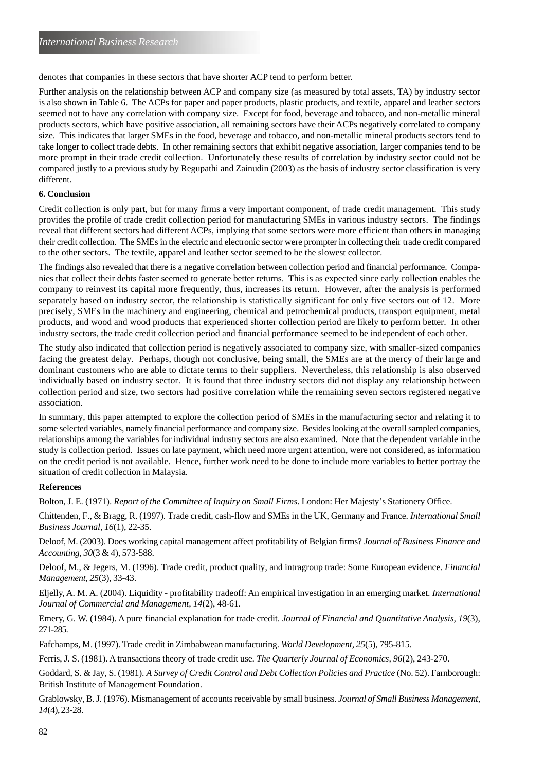denotes that companies in these sectors that have shorter ACP tend to perform better.

Further analysis on the relationship between ACP and company size (as measured by total assets, TA) by industry sector is also shown in Table 6. The ACPs for paper and paper products, plastic products, and textile, apparel and leather sectors seemed not to have any correlation with company size. Except for food, beverage and tobacco, and non-metallic mineral products sectors, which have positive association, all remaining sectors have their ACPs negatively correlated to company size. This indicates that larger SMEs in the food, beverage and tobacco, and non-metallic mineral products sectors tend to take longer to collect trade debts. In other remaining sectors that exhibit negative association, larger companies tend to be more prompt in their trade credit collection. Unfortunately these results of correlation by industry sector could not be compared justly to a previous study by Regupathi and Zainudin (2003) as the basis of industry sector classification is very different.

## 6. Conclusion

Credit collection is only part, but for many firms a very important component, of trade credit management. This study provides the profile of trade credit collection period for manufacturing SMEs in various industry sectors. The findings reveal that different sectors had different ACPs, implying that some sectors were more efficient than others in managing their credit collection. The SMEs in the electric and electronic sector were prompter in collecting their trade credit compared to the other sectors. The textile, apparel and leather sector seemed to be the slowest collector.

The findings also revealed that there is a negative correlation between collection period and financial performance. Companies that collect their debts faster seemed to generate better returns. This is as expected since early collection enables the company to reinvest its capital more frequently, thus, increases its return. However, after the analysis is performed separately based on industry sector, the relationship is statistically significant for only five sectors out of 12. More precisely, SMEs in the machinery and engineering, chemical and petrochemical products, transport equipment, metal products, and wood and wood products that experienced shorter collection period are likely to perform better. In other industry sectors, the trade credit collection period and financial performance seemed to be independent of each other.

The study also indicated that collection period is negatively associated to company size, with smaller-sized companies facing the greatest delay. Perhaps, though not conclusive, being small, the SMEs are at the mercy of their large and dominant customers who are able to dictate terms to their suppliers. Nevertheless, this relationship is also observed individually based on industry sector. It is found that three industry sectors did not display any relationship between collection period and size, two sectors had positive correlation while the remaining seven sectors registered negative association.

In summary, this paper attempted to explore the collection period of SMEs in the manufacturing sector and relating it to some selected variables, namely financial performance and company size. Besides looking at the overall sampled companies, relationships among the variables for individual industry sectors are also examined. Note that the dependent variable in the study is collection period. Issues on late payment, which need more urgent attention, were not considered, as information on the credit period is not available. Hence, further work need to be done to include more variables to better portray the situation of credit collection in Malaysia.

## References

Bolton, J. E. (1971). *Report of the Committee of Inquiry on Small Firms*. London: Her Majesty's Stationery Office.

Chittenden, F., & Bragg, R. (1997). Trade credit, cash-flow and SMEs in the UK, Germany and France. *International Small Business Journal, 16*(1), 22-35.

Deloof, M. (2003). Does working capital management affect profitability of Belgian firms? *Journal of Business Finance and Accounting, 30*(3 & 4), 573-588.

Deloof, M., & Jegers, M. (1996). Trade credit, product quality, and intragroup trade: Some European evidence. *Financial Management, 25*(3), 33-43.

Eljelly, A. M. A. (2004). Liquidity - profitability tradeoff: An empirical investigation in an emerging market. *International Journal of Commercial and Management, 14*(2), 48-61.

Emery, G. W. (1984). A pure financial explanation for trade credit. *Journal of Financial and Quantitative Analysis, 19*(3), 271-285.

Fafchamps, M. (1997). Trade credit in Zimbabwean manufacturing. *World Development, 25*(5), 795-815.

Ferris, J. S. (1981). A transactions theory of trade credit use. *The Quarterly Journal of Economics, 96*(2), 243-270.

Goddard, S. & Jay, S. (1981). *A Survey of Credit Control and Debt Collection Policies and Practice* (No. 52). Farnborough: British Institute of Management Foundation.

Grablowsky, B. J. (1976). Mismanagement of accounts receivable by small business. *Journal of Small Business Management, 14*(4), 23-28.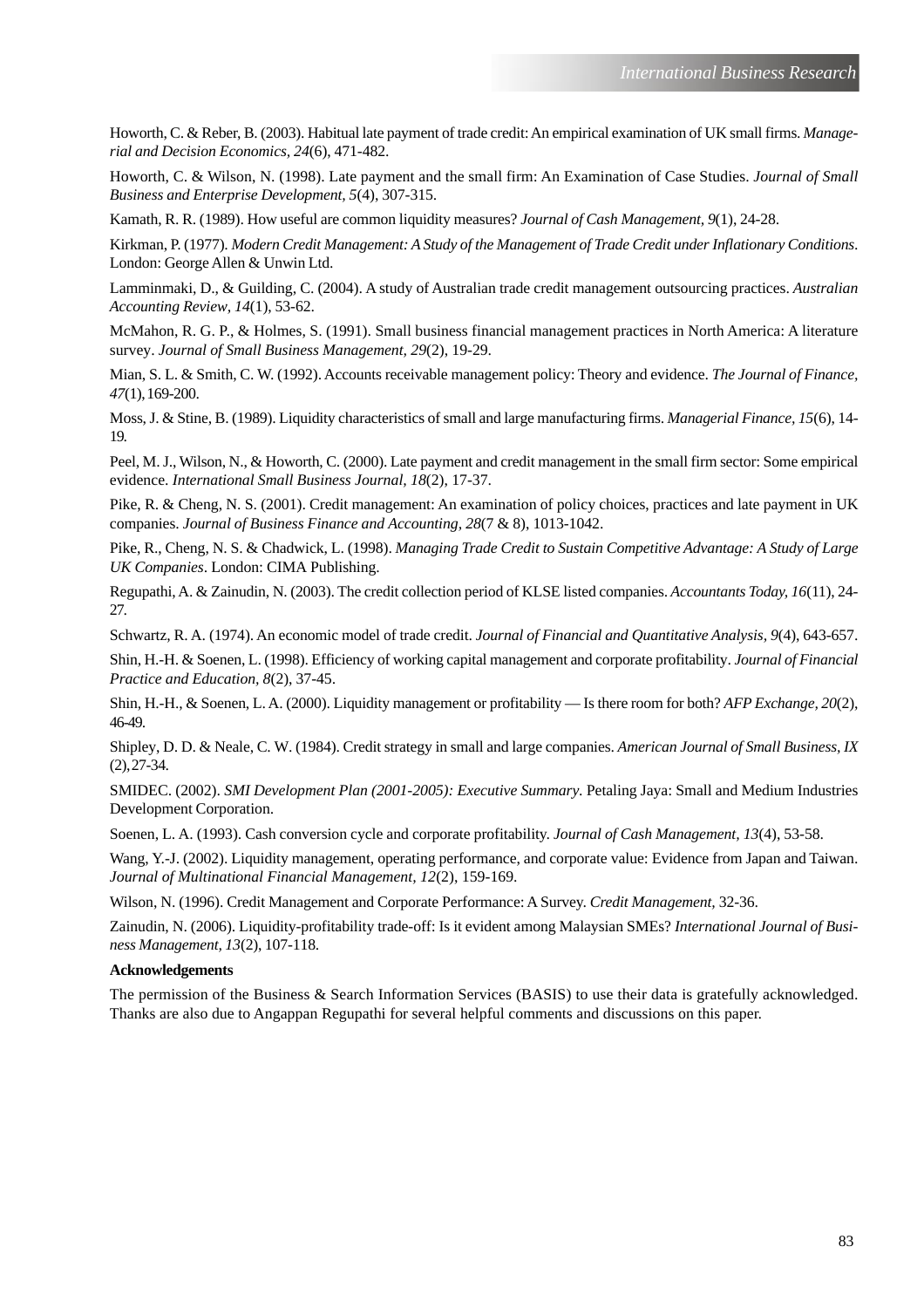Howorth, C. & Reber, B. (2003). Habitual late payment of trade credit: An empirical examination of UK small firms. *Managerial and Decision Economics, 24*(6), 471-482.

Howorth, C. & Wilson, N. (1998). Late payment and the small firm: An Examination of Case Studies. *Journal of Small Business and Enterprise Development, 5*(4), 307-315.

Kamath, R. R. (1989). How useful are common liquidity measures? *Journal of Cash Management, 9*(1), 24-28.

Kirkman, P. (1977). *Modern Credit Management: A Study of the Management of Trade Credit under Inflationary Conditions*. London: George Allen & Unwin Ltd.

Lamminmaki, D., & Guilding, C. (2004). A study of Australian trade credit management outsourcing practices. *Australian Accounting Review, 14*(1), 53-62.

McMahon, R. G. P., & Holmes, S. (1991). Small business financial management practices in North America: A literature survey. *Journal of Small Business Management, 29*(2), 19-29.

Mian, S. L. & Smith, C. W. (1992). Accounts receivable management policy: Theory and evidence. *The Journal of Finance, 47*(1), 169-200.

Moss, J. & Stine, B. (1989). Liquidity characteristics of small and large manufacturing firms. *Managerial Finance, 15*(6), 14-19.

Peel, M. J., Wilson, N., & Howorth, C. (2000). Late payment and credit management in the small firm sector: Some empirical evidence. *International Small Business Journal, 18*(2), 17-37.

Pike, R. & Cheng, N. S. (2001). Credit management: An examination of policy choices, practices and late payment in UK companies. *Journal of Business Finance and Accounting, 28*(7 & 8), 1013-1042.

Pike, R., Cheng, N. S. & Chadwick, L. (1998). *Managing Trade Credit to Sustain Competitive Advantage: A Study of Large UK Companies*. London: CIMA Publishing.

Regupathi, A. & Zainudin, N. (2003). The credit collection period of KLSE listed companies. *Accountants Today, 16*(11), 24-27.

Schwartz, R. A. (1974). An economic model of trade credit. *Journal of Financial and Quantitative Analysis, 9*(4), 643-657.

Shin, H.-H. & Soenen, L. (1998). Efficiency of working capital management and corporate profitability. *Journal of Financial Practice and Education, 8*(2), 37-45.

Shin, H.-H., & Soenen, L. A. (2000). Liquidity management or profitability — Is there room for both? *AFP Exchange, 20*(2), 46-49.

Shipley, D. D. & Neale, C. W. (1984). Credit strategy in small and large companies. *American Journal of Small Business, IX* (2), 27-34.

SMIDEC. (2002). *SMI Development Plan (2001-2005): Executive Summary*. Petaling Jaya: Small and Medium Industries Development Corporation.

Soenen, L. A. (1993). Cash conversion cycle and corporate profitability. *Journal of Cash Management, 13*(4), 53-58.

Wang, Y.-J. (2002). Liquidity management, operating performance, and corporate value: Evidence from Japan and Taiwan. *Journal of Multinational Financial Management, 12*(2), 159-169.

Wilson, N. (1996). Credit Management and Corporate Performance: A Survey. *Credit Management*, 32-36.

Zainudin, N. (2006). Liquidity-profitability trade-off: Is it evident among Malaysian SMEs? *International Journal of Business Management, 13*(2), 107-118.

**Acknowledgements**

The permission of the Business & Search Information Services (BASIS) to use their data is gratefully acknowledged. Thanks are also due to Angappan Regupathi for several helpful comments and discussions on this paper.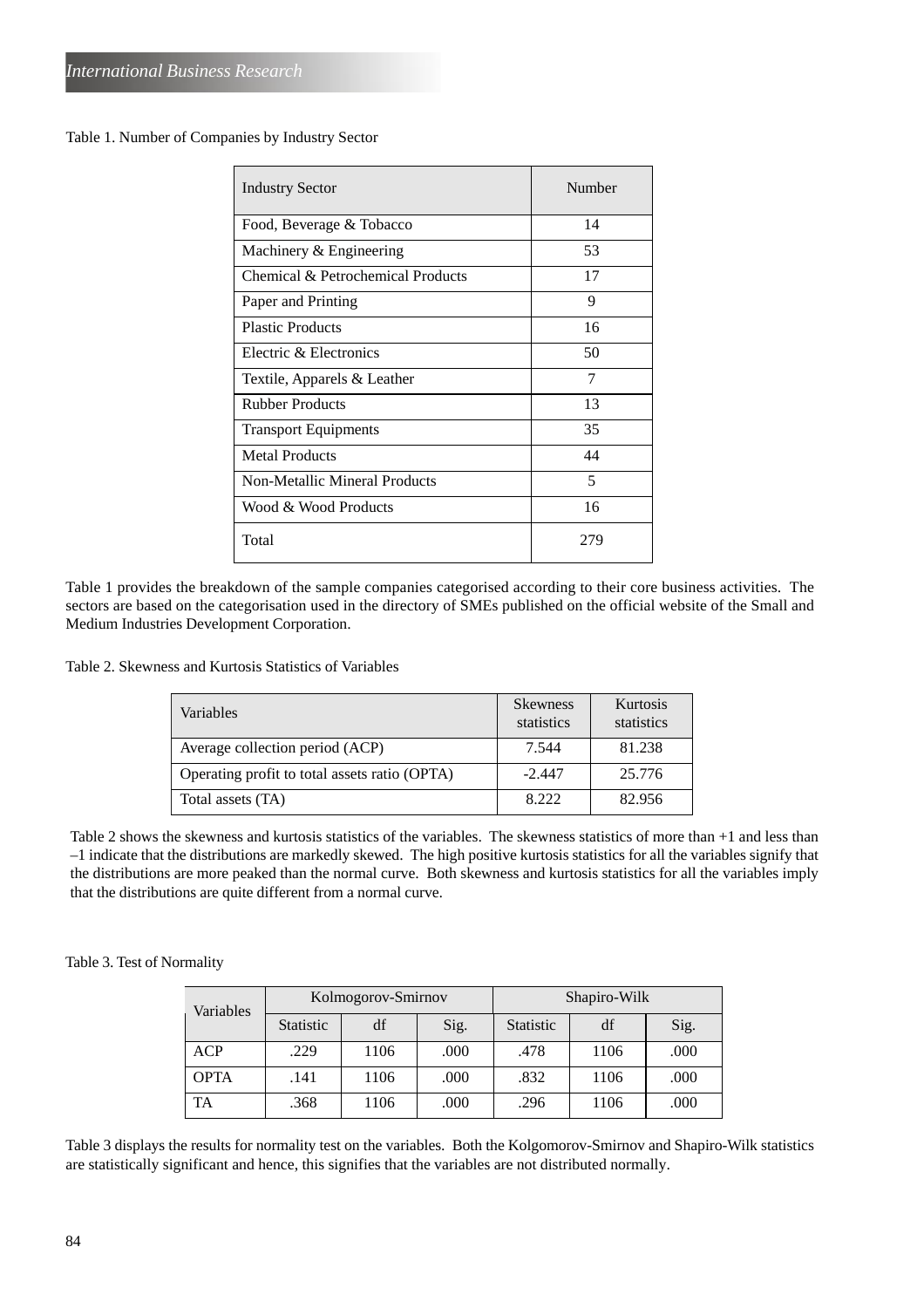Table 1. Number of Companies by Industry Sector

| Industry Sector | Number |
|---|---|
| Food, Beverage & Tobacco | 14 |
| Machinery & Engineering | 53 |
| Chemical & Petrochemical Products | 17 |
| Paper and Printing | 9 |
| Plastic Products | 16 |
| Electric & Electronics | 50 |
| Textile, Apparels & Leather | 7 |
| Rubber Products | 13 |
| Transport Equipments | 35 |
| Metal Products | 44 |
| Non-Metallic Mineral Products | 5 |
| Wood & Wood Products | 16 |
| Total | 279 |

Table 1 provides the breakdown of the sample companies categorised according to their core business activities. The sectors are based on the categorisation used in the directory of SMEs published on the official website of the Small and Medium Industries Development Corporation.

Table 2. Skewness and Kurtosis Statistics of Variables

| Variables | Skewness statistics | Kurtosis statistics |
|---|---|---|
| Average collection period (ACP) | 7.544 | 81.238 |
| Operating profit to total assets ratio (OPTA) | -2.447 | 25.776 |
| Total assets (TA) | 8.222 | 82.956 |

Table 2 shows the skewness and kurtosis statistics of the variables. The skewness statistics of more than +1 and less than –1 indicate that the distributions are markedly skewed. The high positive kurtosis statistics for all the variables signify that the distributions are more peaked than the normal curve. Both skewness and kurtosis statistics for all the variables imply that the distributions are quite different from a normal curve.

Table 3. Test of Normality

| Variables | Kolmogorov-Smirnov | | | Shapiro-Wilk | | |
|---|---|---|---|---|---|---|
| | Statistic | df | Sig. | Statistic | df | Sig. |
| ACP | .229 | 1106 | .000 | .478 | 1106 | .000 |
| OPTA | .141 | 1106 | .000 | .832 | 1106 | .000 |
| TA | .368 | 1106 | .000 | .296 | 1106 | .000 |

Table 3 displays the results for normality test on the variables. Both the Kolgomorov-Smirnov and Shapiro-Wilk statistics are statistically significant and hence, this signifies that the variables are not distributed normally.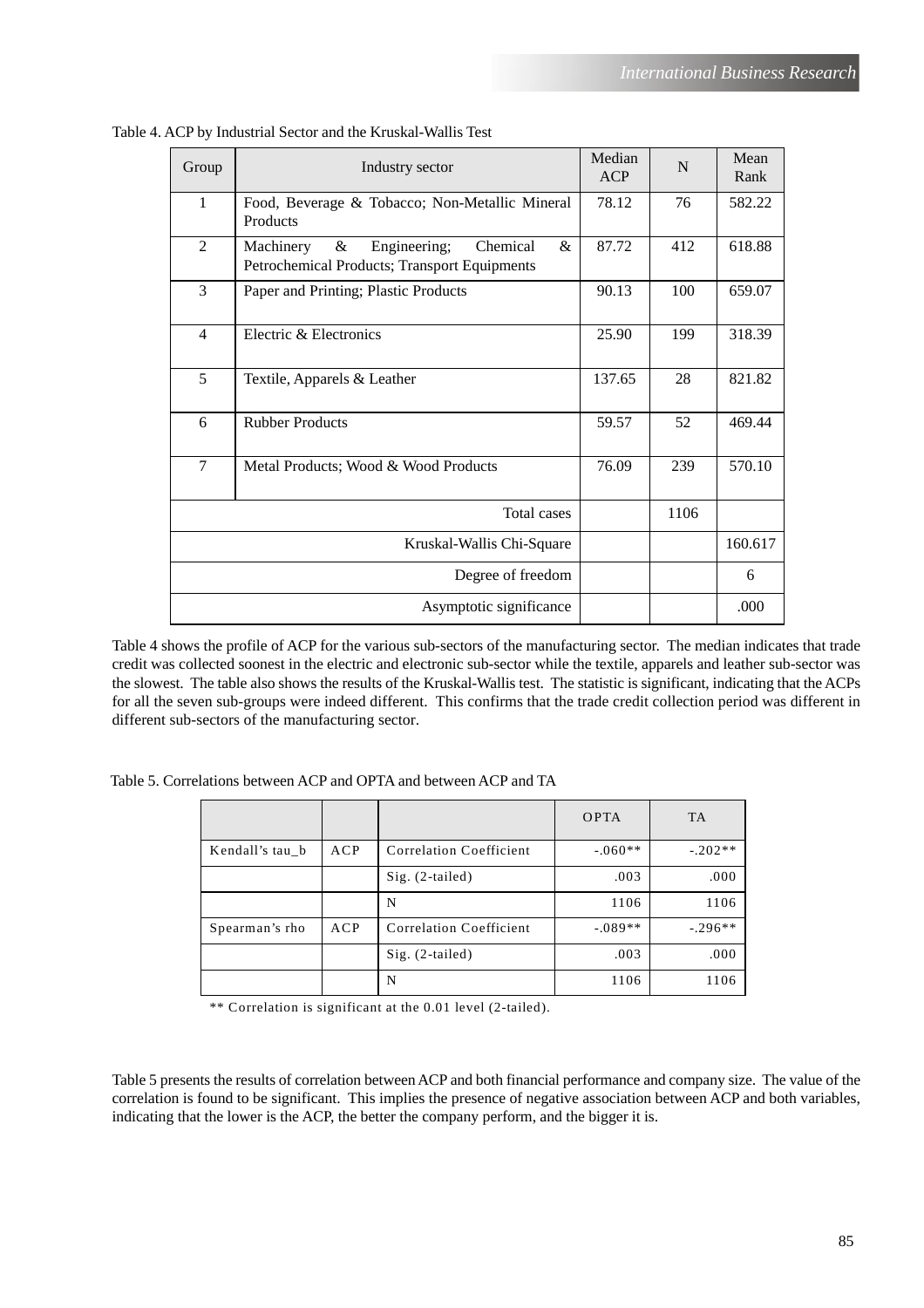Table 4. ACP by Industrial Sector and the Kruskal-Wallis Test

| Group | Industry sector | Median ACP | N | Mean Rank |
|---|---|---|---|---|
| 1 | Food, Beverage & Tobacco; Non-Metallic Mineral Products | 78.12 | 76 | 582.22 |
| 2 | Machinery & Engineering; Chemical & Petrochemical Products; Transport Equipments | 87.72 | 412 | 618.88 |
| 3 | Paper and Printing; Plastic Products | 90.13 | 100 | 659.07 |
| 4 | Electric & Electronics | 25.90 | 199 | 318.39 |
| 5 | Textile, Apparels & Leather | 137.65 | 28 | 821.82 |
| 6 | Rubber Products | 59.57 | 52 | 469.44 |
| 7 | Metal Products; Wood & Wood Products | 76.09 | 239 | 570.10 |
| | Total cases | | 1106 | |
| | Kruskal-Wallis Chi-Square | | | 160.617 |
| | Degree of freedom | | | 6 |
| | Asymptotic significance | | | .000 |

Table 4 shows the profile of ACP for the various sub-sectors of the manufacturing sector. The median indicates that trade credit was collected soonest in the electric and electronic sub-sector while the textile, apparels and leather sub-sector was the slowest. The table also shows the results of the Kruskal-Wallis test. The statistic is significant, indicating that the ACPs for all the seven sub-groups were indeed different. This confirms that the trade credit collection period was different in different sub-sectors of the manufacturing sector.

Table 5. Correlations between ACP and OPTA and between ACP and TA

| | | | OPTA | TA |
|---|---|---|---|---|
| Kendall's tau_b | ACP | Correlation Coefficient | -.060** | -.202** |
| | | Sig. (2-tailed) | .003 | .000 |
| | | N | 1106 | 1106 |
| Spearman's rho | ACP | Correlation Coefficient | -.089** | -.296** |
| | | Sig. (2-tailed) | .003 | .000 |
| | | N | 1106 | 1106 |

** Correlation is significant at the 0.01 level (2-tailed).

Table 5 presents the results of correlation between ACP and both financial performance and company size. The value of the correlation is found to be significant. This implies the presence of negative association between ACP and both variables, indicating that the lower is the ACP, the better the company perform, and the bigger it is.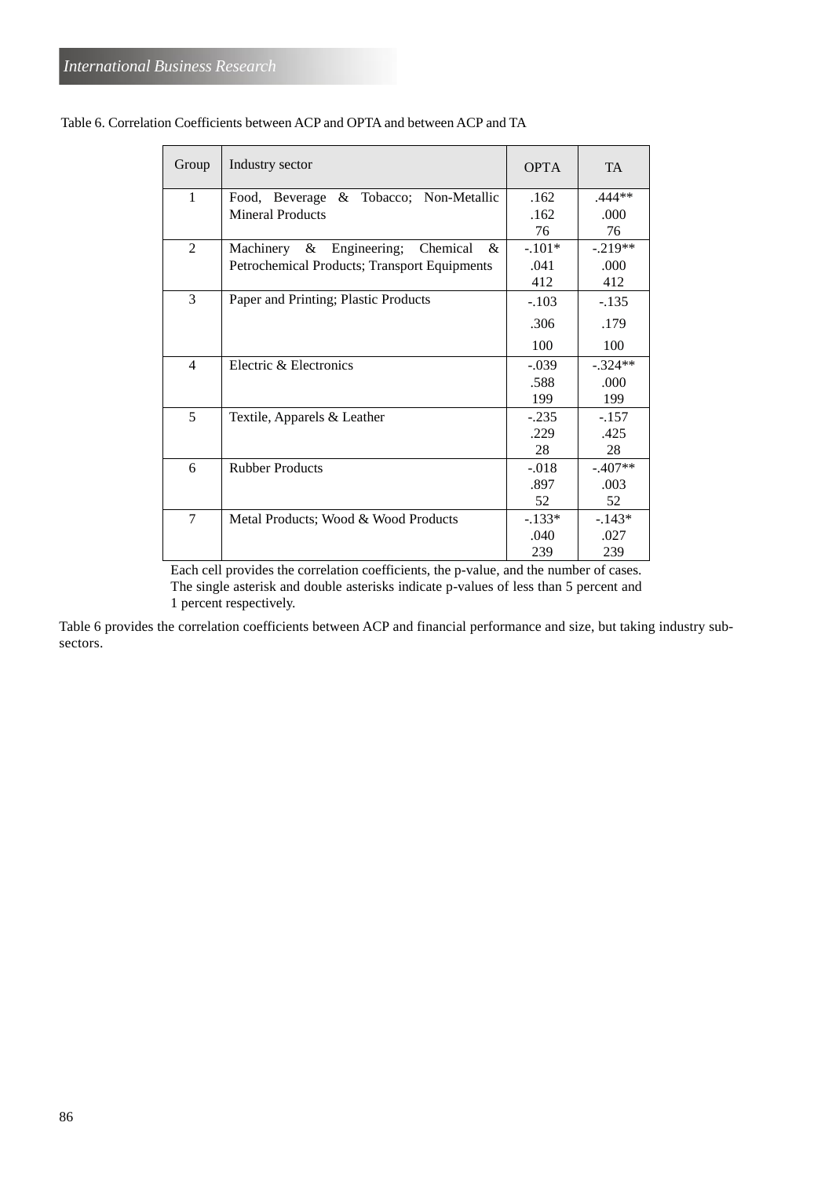Table 6. Correlation Coefficients between ACP and OPTA and between ACP and TA

| Group | Industry sector | OPTA | TA |
|---|---|---|---|
| 1 | Food, Beverage & Tobacco; Non-Metallic Mineral Products | .162<br>.162<br>76 | .444**<br>.000<br>76 |
| 2 | Machinery & Engineering; Chemical & Petrochemical Products; Transport Equipments | -.101*<br>.041<br>412 | -.219**<br>.000<br>412 |
| 3 | Paper and Printing; Plastic Products | -.103<br>.306<br>100 | -.135<br>.179<br>100 |
| 4 | Electric & Electronics | -.039<br>.588<br>199 | -.324**<br>.000<br>199 |
| 5 | Textile, Apparels & Leather | -.235<br>.229<br>28 | -.157<br>.425<br>28 |
| 6 | Rubber Products | -.018<br>.897<br>52 | -.407**<br>.003<br>52 |
| 7 | Metal Products; Wood & Wood Products | -.133*<br>.040<br>239 | -.143*<br>.027<br>239 |

Each cell provides the correlation coefficients, the p-value, and the number of cases. The single asterisk and double asterisks indicate p-values of less than 5 percent and 1 percent respectively.

Table 6 provides the correlation coefficients between ACP and financial performance and size, but taking industry sub-sectors.